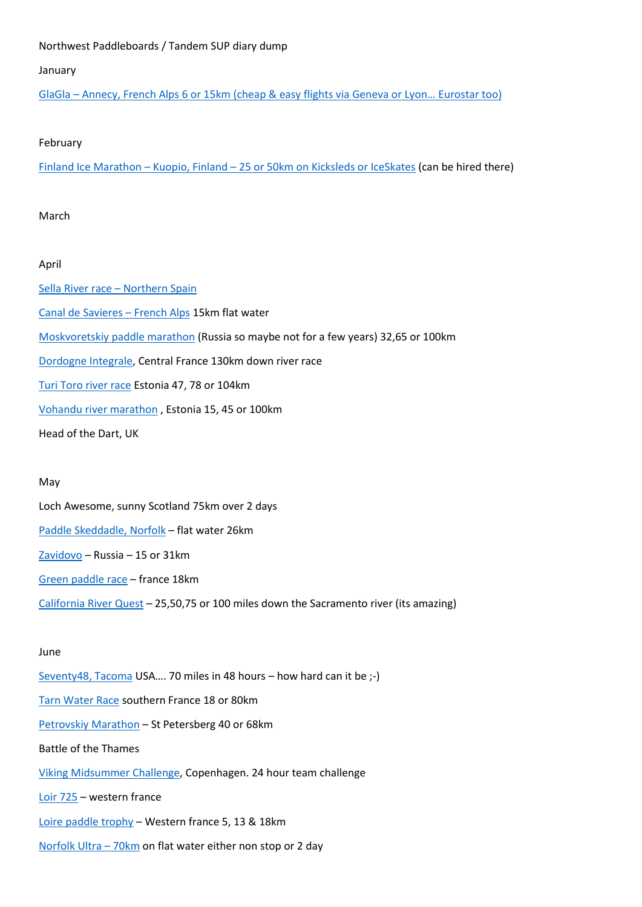Northwest Paddleboards / Tandem SUP diary dump

January

GlaGla – Annecy, French Alps 6 or 15km (cheap & easy flights via Geneva or Lyon… Eurostar too)

February

Finland Ice Marathon – Kuopio, Finland – 25 or 50km on Kicksleds or IceSkates (can be hired there)

March

April

Sella River race – Northern Spain

Canal de Savieres – French Alps 15km flat water

Moskvoretskiy paddle marathon (Russia so maybe not for a few years) 32,65 or 100km

Dordogne Integrale, Central France 130km down river race

Turi Toro river race Estonia 47, 78 or 104km

Vohandu river marathon , Estonia 15, 45 or 100km

Head of the Dart, UK

May

Loch Awesome, sunny Scotland 75km over 2 days

Paddle Skeddadle, Norfolk – flat water 26km

Zavidovo – Russia – 15 or 31km

Green paddle race – france 18km

California River Quest – 25,50,75 or 100 miles down the Sacramento river (its amazing)

June

Seventy48, Tacoma USA…. 70 miles in 48 hours – how hard can it be ;-)

Tarn Water Race southern France 18 or 80km

Petrovskiy Marathon – St Petersberg 40 or 68km

Battle of the Thames

Viking Midsummer Challenge, Copenhagen. 24 hour team challenge

Loir 725 – western france

Loire paddle trophy – Western france 5, 13 & 18km

Norfolk Ultra – 70km on flat water either non stop or 2 day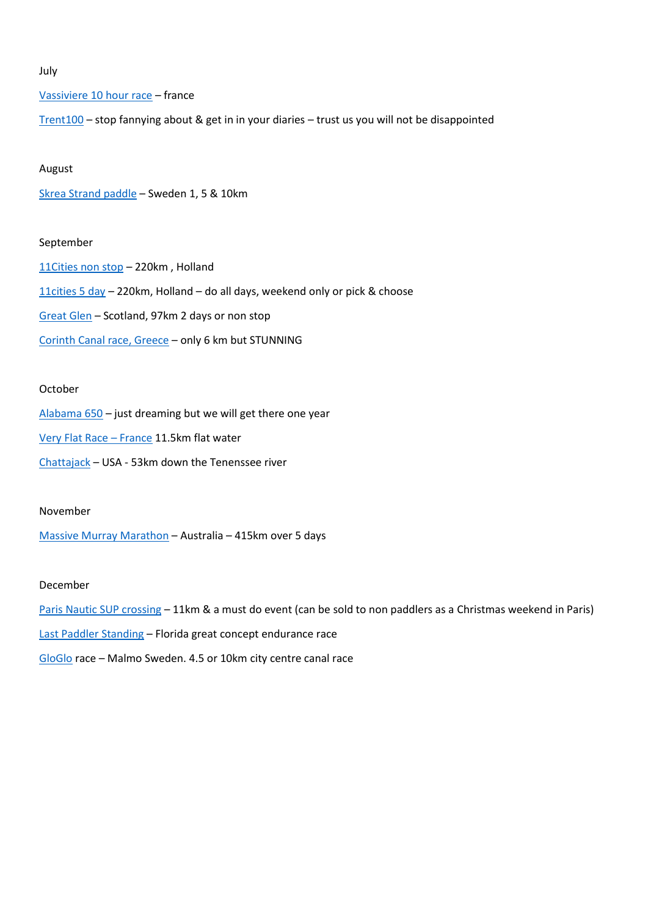July

Vassiviere 10 hour race – france

Trent100 – stop fannying about & get in in your diaries – trust us you will not be disappointed

August

Skrea Strand paddle – Sweden 1, 5 & 10km

September

11Cities non stop – 220km , Holland

11cities 5 day – 220km, Holland – do all days, weekend only or pick & choose

Great Glen – Scotland, 97km 2 days or non stop

Corinth Canal race, Greece – only 6 km but STUNNING

October

Alabama 650 – just dreaming but we will get there one year

Very Flat Race – France 11.5km flat water

Chattajack – USA - 53km down the Tenenssee river

November

Massive Murray Marathon – Australia – 415km over 5 days

December

Paris Nautic SUP crossing – 11km & a must do event (can be sold to non paddlers as a Christmas weekend in Paris)

Last Paddler Standing – Florida great concept endurance race

GloGlo race – Malmo Sweden. 4.5 or 10km city centre canal race